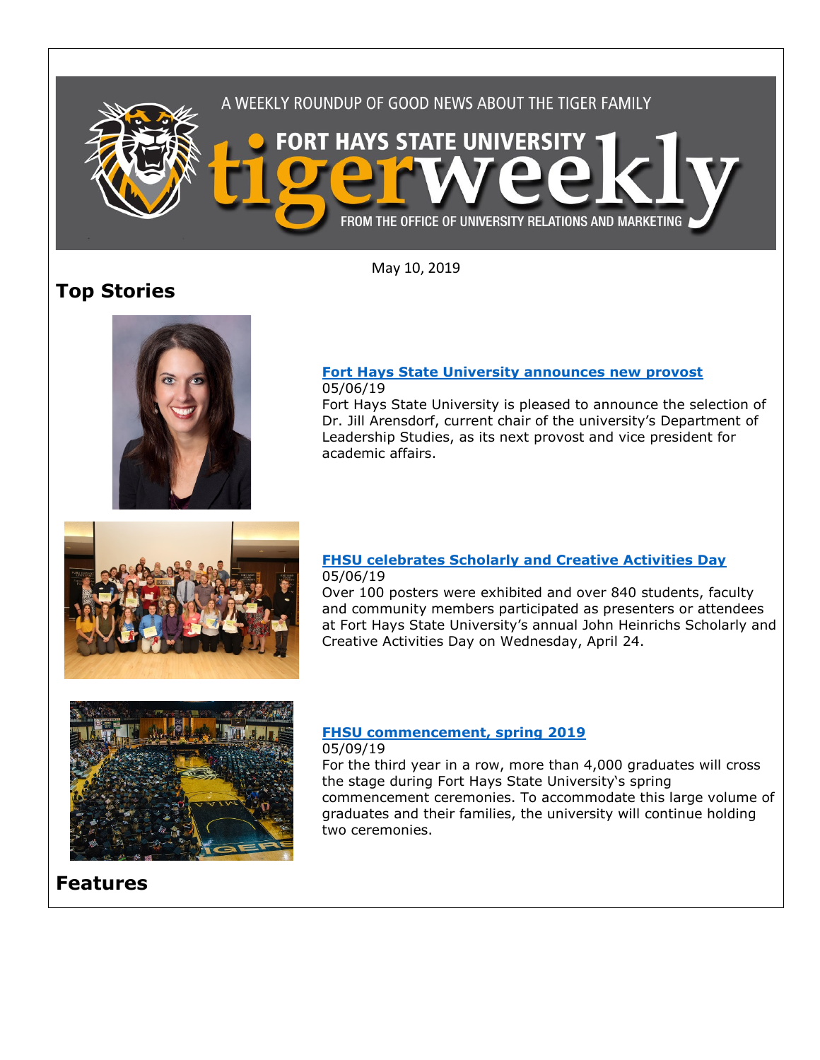A WEEKLY ROUNDUP OF GOOD NEWS ABOUT THE TIGER FAMILY

FORT HAYS STATE UNIVERSITY tigerweekly

FROM THE OFFICE OF UNIVERSITY RELATIONS AND MARKETING

May 10, 2019

# Top Stories

### [Fort Hays State University announces new provost]

05/06/19

Fort Hays State University is pleased to announce the selection of Dr. Jill Arensdorf, current chair of the university's Department of Leadership Studies, as its next provost and vice president for academic affairs.

### [FHSU celebrates Scholarly and Creative Activities Day]

05/06/19

Over 100 posters were exhibited and over 840 students, faculty and community members participated as presenters or attendees at Fort Hays State University's annual John Heinrichs Scholarly and Creative Activities Day on Wednesday, April 24.

### [FHSU commencement, spring 2019]

05/09/19

For the third year in a row, more than 4,000 graduates will cross the stage during Fort Hays State University's spring commencement ceremonies. To accommodate this large volume of graduates and their families, the university will continue holding two ceremonies.

# Features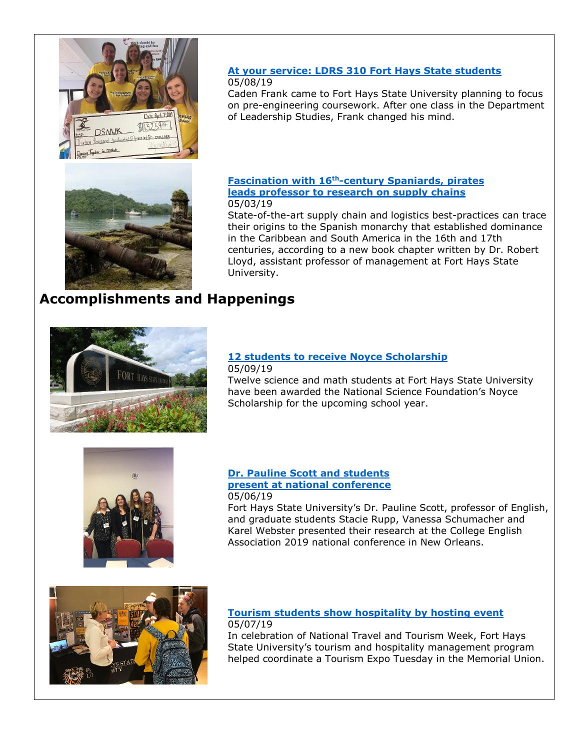**At your service: LDRS 310 Fort Hays State students**
05/08/19
Caden Frank came to Fort Hays State University planning to focus on pre-engineering coursework. After one class in the Department of Leadership Studies, Frank changed his mind.

**Fascination with 16th-century Spaniards, pirates leads professor to research on supply chains**
05/03/19
State-of-the-art supply chain and logistics best-practices can trace their origins to the Spanish monarchy that established dominance in the Caribbean and South America in the 16th and 17th centuries, according to a new book chapter written by Dr. Robert Lloyd, assistant professor of management at Fort Hays State University.

## Accomplishments and Happenings

**12 students to receive Noyce Scholarship**
05/09/19
Twelve science and math students at Fort Hays State University have been awarded the National Science Foundation's Noyce Scholarship for the upcoming school year.

**Dr. Pauline Scott and students present at national conference**
05/06/19
Fort Hays State University's Dr. Pauline Scott, professor of English, and graduate students Stacie Rupp, Vanessa Schumacher and Karel Webster presented their research at the College English Association 2019 national conference in New Orleans.

**Tourism students show hospitality by hosting event**
05/07/19
In celebration of National Travel and Tourism Week, Fort Hays State University's tourism and hospitality management program helped coordinate a Tourism Expo Tuesday in the Memorial Union.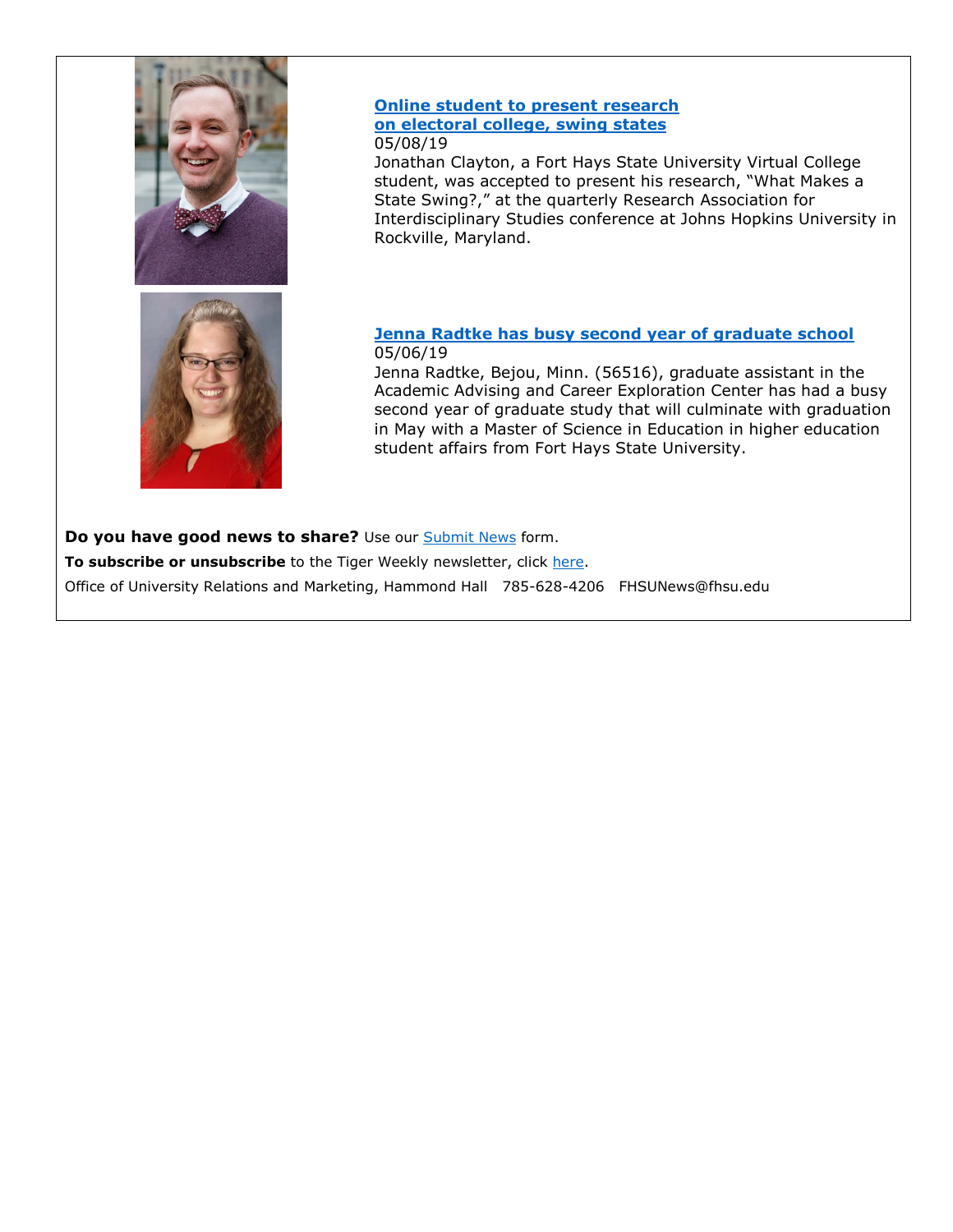**[Online student to present research on electoral college, swing states]()**
05/08/19
Jonathan Clayton, a Fort Hays State University Virtual College student, was accepted to present his research, "What Makes a State Swing?," at the quarterly Research Association for Interdisciplinary Studies conference at Johns Hopkins University in Rockville, Maryland.

**[Jenna Radtke has busy second year of graduate school]()**
05/06/19
Jenna Radtke, Bejou, Minn. (56516), graduate assistant in the Academic Advising and Career Exploration Center has had a busy second year of graduate study that will culminate with graduation in May with a Master of Science in Education in higher education student affairs from Fort Hays State University.

**Do you have good news to share?** Use our [Submit News]() form.

**To subscribe or unsubscribe** to the Tiger Weekly newsletter, click [here]().

Office of University Relations and Marketing, Hammond Hall 785-628-4206 FHSUNews@fhsu.edu